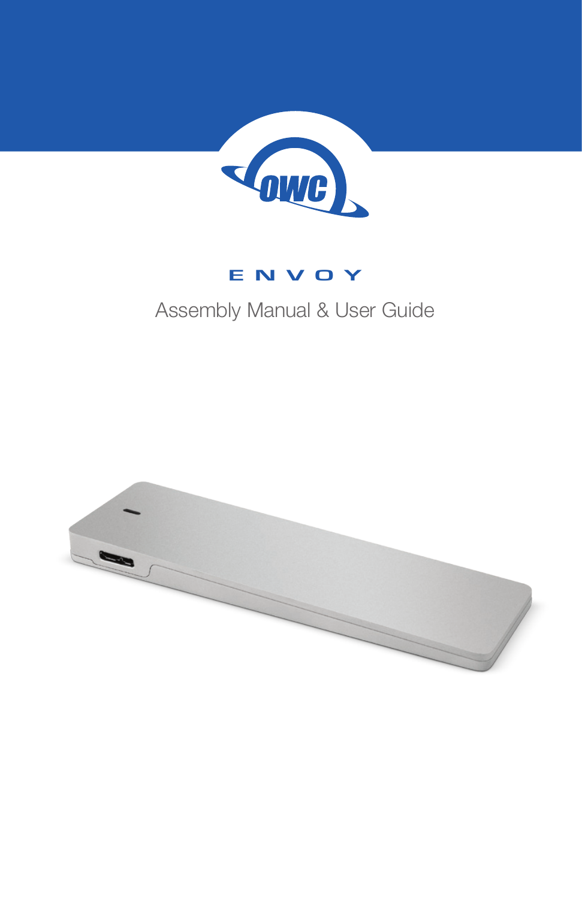# ENVOY

Assembly Manual & User Guide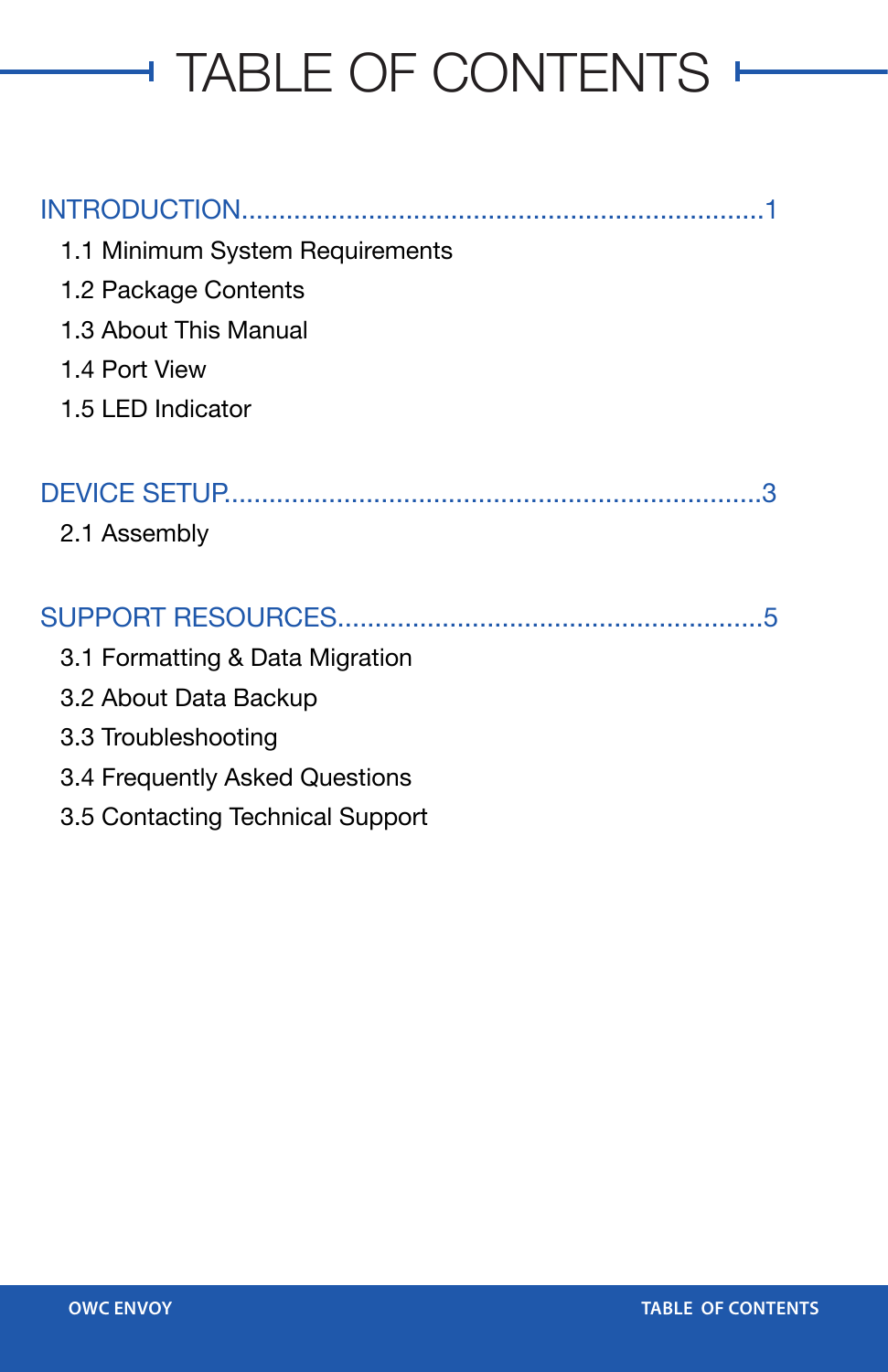# TABLE OF CONTENTS

INTRODUCTION....................................................................1

1.1 Minimum System Requirements
1.2 Package Contents
1.3 About This Manual
1.4 Port View
1.5 LED Indicator

DEVICE SETUP......................................................................3

2.1 Assembly

SUPPORT RESOURCES........................................................5

3.1 Formatting & Data Migration
3.2 About Data Backup
3.3 Troubleshooting
3.4 Frequently Asked Questions
3.5 Contacting Technical Support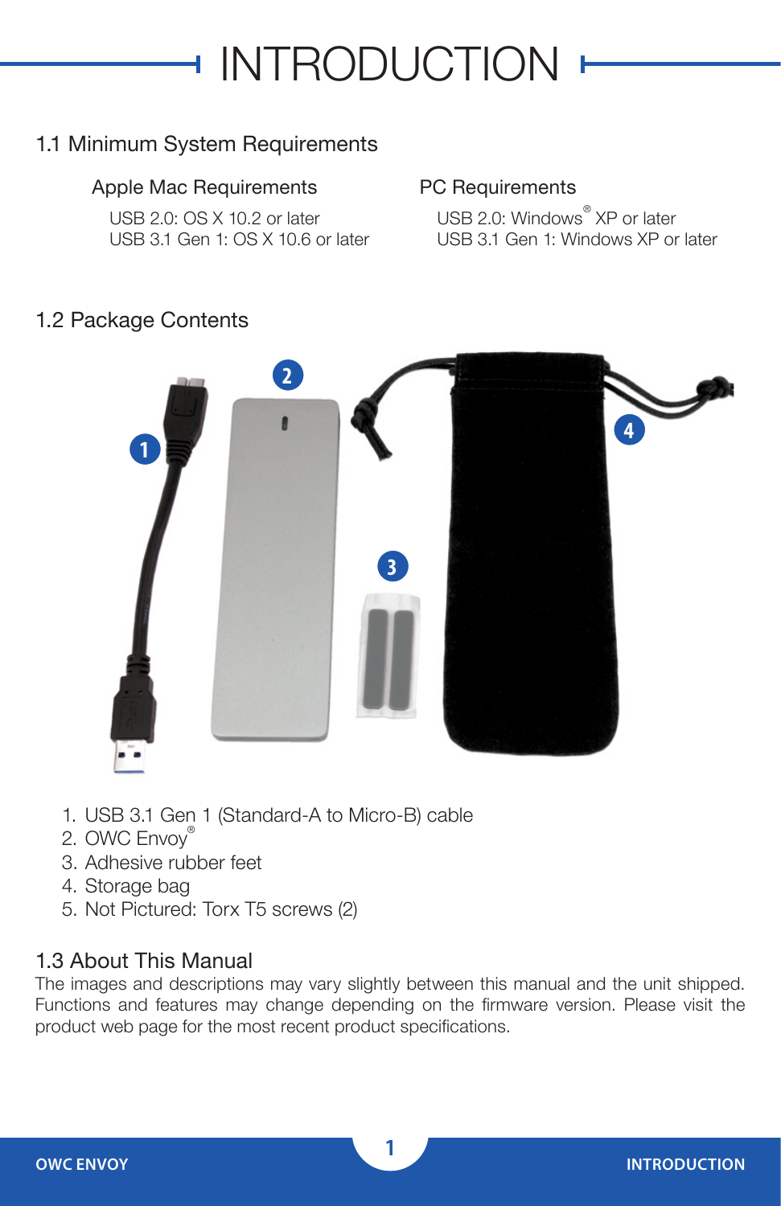# INTRODUCTION

## 1.1 Minimum System Requirements

### Apple Mac Requirements

USB 2.0: OS X 10.2 or later
USB 3.1 Gen 1: OS X 10.6 or later

### PC Requirements

USB 2.0: Windows® XP or later
USB 3.1 Gen 1: Windows XP or later

## 1.2 Package Contents

1. USB 3.1 Gen 1 (Standard-A to Micro-B) cable
2. OWC Envoy®
3. Adhesive rubber feet
4. Storage bag
5. Not Pictured: Torx T5 screws (2)

## 1.3 About This Manual

The images and descriptions may vary slightly between this manual and the unit shipped. Functions and features may change depending on the firmware version. Please visit the product web page for the most recent product specifications.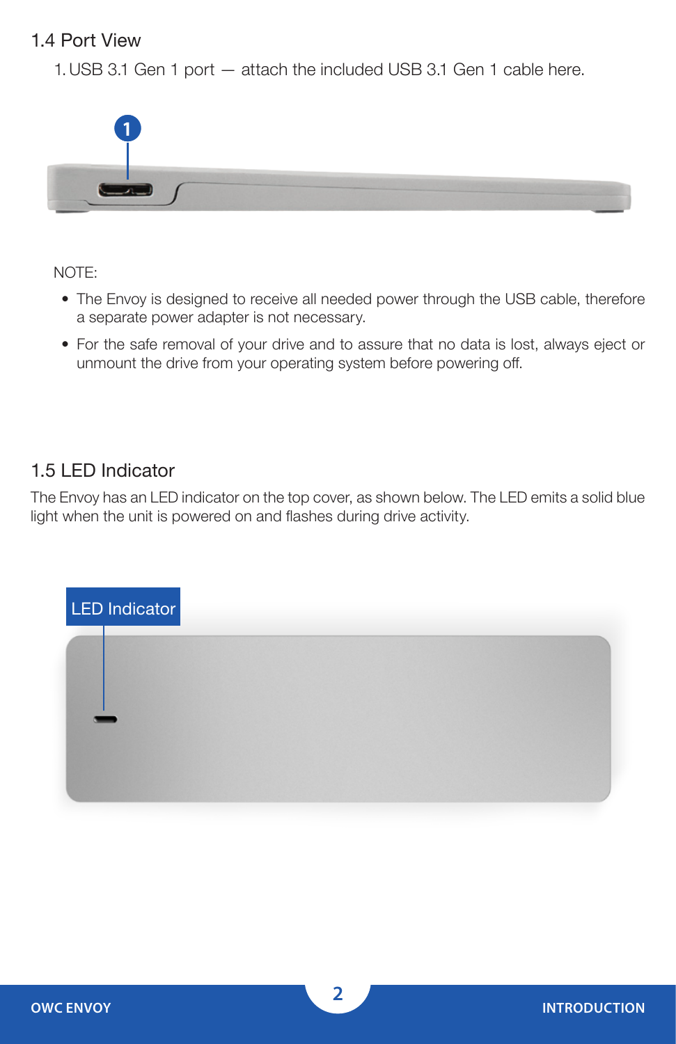## 1.4 Port View

1. USB 3.1 Gen 1 port — attach the included USB 3.1 Gen 1 cable here.

NOTE:

- The Envoy is designed to receive all needed power through the USB cable, therefore a separate power adapter is not necessary.
- For the safe removal of your drive and to assure that no data is lost, always eject or unmount the drive from your operating system before powering off.

## 1.5 LED Indicator

The Envoy has an LED indicator on the top cover, as shown below. The LED emits a solid blue light when the unit is powered on and flashes during drive activity.

LED Indicator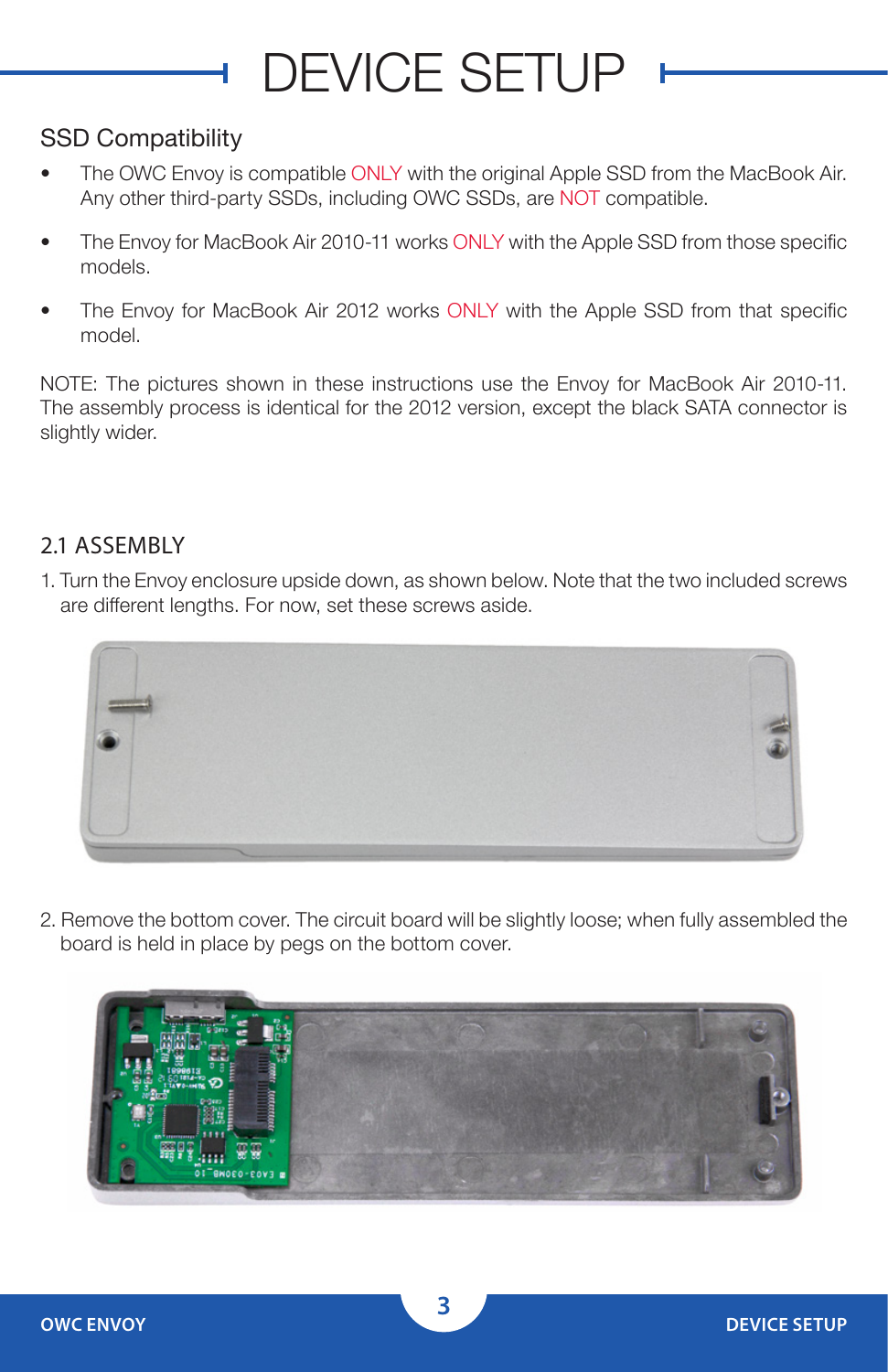# DEVICE SETUP

## SSD Compatibility

- The OWC Envoy is compatible ONLY with the original Apple SSD from the MacBook Air. Any other third-party SSDs, including OWC SSDs, are NOT compatible.
- The Envoy for MacBook Air 2010-11 works ONLY with the Apple SSD from those specific models.
- The Envoy for MacBook Air 2012 works ONLY with the Apple SSD from that specific model.

NOTE: The pictures shown in these instructions use the Envoy for MacBook Air 2010-11. The assembly process is identical for the 2012 version, except the black SATA connector is slightly wider.

## 2.1 ASSEMBLY

1. Turn the Envoy enclosure upside down, as shown below. Note that the two included screws are different lengths. For now, set these screws aside.

2. Remove the bottom cover. The circuit board will be slightly loose; when fully assembled the board is held in place by pegs on the bottom cover.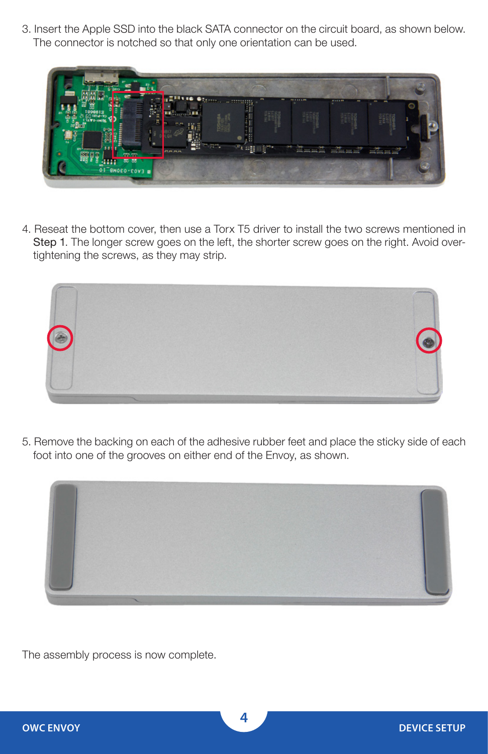3. Insert the Apple SSD into the black SATA connector on the circuit board, as shown below. The connector is notched so that only one orientation can be used.

4. Reseat the bottom cover, then use a Torx T5 driver to install the two screws mentioned in Step 1. The longer screw goes on the left, the shorter screw goes on the right. Avoid over-tightening the screws, as they may strip.

5. Remove the backing on each of the adhesive rubber feet and place the sticky side of each foot into one of the grooves on either end of the Envoy, as shown.

The assembly process is now complete.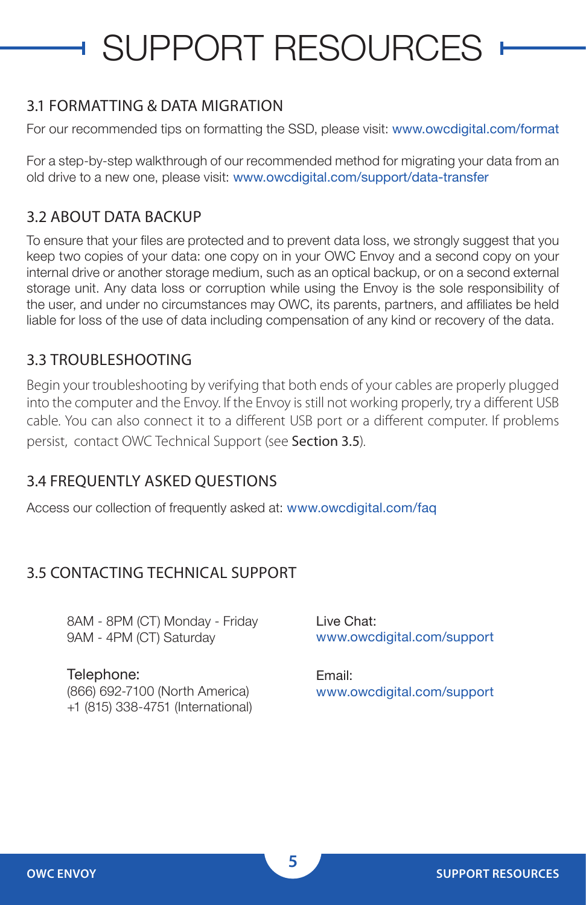# SUPPORT RESOURCES

## 3.1 FORMATTING & DATA MIGRATION

For our recommended tips on formatting the SSD, please visit: www.owcdigital.com/format

For a step-by-step walkthrough of our recommended method for migrating your data from an old drive to a new one, please visit: www.owcdigital.com/support/data-transfer

## 3.2 ABOUT DATA BACKUP

To ensure that your files are protected and to prevent data loss, we strongly suggest that you keep two copies of your data: one copy on in your OWC Envoy and a second copy on your internal drive or another storage medium, such as an optical backup, or on a second external storage unit. Any data loss or corruption while using the Envoy is the sole responsibility of the user, and under no circumstances may OWC, its parents, partners, and affiliates be held liable for loss of the use of data including compensation of any kind or recovery of the data.

## 3.3 TROUBLESHOOTING

Begin your troubleshooting by verifying that both ends of your cables are properly plugged into the computer and the Envoy. If the Envoy is still not working properly, try a different USB cable. You can also connect it to a different USB port or a different computer. If problems persist, contact OWC Technical Support (see **Section 3.5**).

## 3.4 FREQUENTLY ASKED QUESTIONS

Access our collection of frequently asked at: www.owcdigital.com/faq

## 3.5 CONTACTING TECHNICAL SUPPORT

8AM - 8PM (CT) Monday - Friday
9AM - 4PM (CT) Saturday

Telephone:
(866) 692-7100 (North America)
+1 (815) 338-4751 (International)

Live Chat:
www.owcdigital.com/support

Email:
www.owcdigital.com/support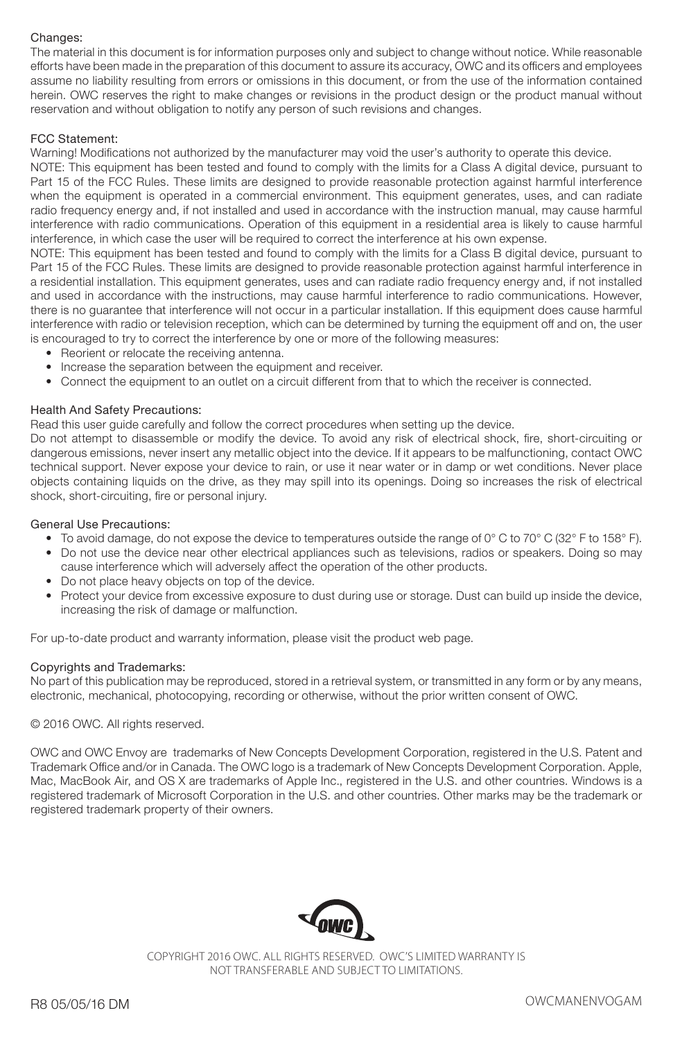Changes:

The material in this document is for information purposes only and subject to change without notice. While reasonable efforts have been made in the preparation of this document to assure its accuracy, OWC and its officers and employees assume no liability resulting from errors or omissions in this document, or from the use of the information contained herein. OWC reserves the right to make changes or revisions in the product design or the product manual without reservation and without obligation to notify any person of such revisions and changes.

FCC Statement:

Warning! Modifications not authorized by the manufacturer may void the user's authority to operate this device.

NOTE: This equipment has been tested and found to comply with the limits for a Class A digital device, pursuant to Part 15 of the FCC Rules. These limits are designed to provide reasonable protection against harmful interference when the equipment is operated in a commercial environment. This equipment generates, uses, and can radiate radio frequency energy and, if not installed and used in accordance with the instruction manual, may cause harmful interference with radio communications. Operation of this equipment in a residential area is likely to cause harmful interference, in which case the user will be required to correct the interference at his own expense.

NOTE: This equipment has been tested and found to comply with the limits for a Class B digital device, pursuant to Part 15 of the FCC Rules. These limits are designed to provide reasonable protection against harmful interference in a residential installation. This equipment generates, uses and can radiate radio frequency energy and, if not installed and used in accordance with the instructions, may cause harmful interference to radio communications. However, there is no guarantee that interference will not occur in a particular installation. If this equipment does cause harmful interference with radio or television reception, which can be determined by turning the equipment off and on, the user is encouraged to try to correct the interference by one or more of the following measures:

- Reorient or relocate the receiving antenna.
- Increase the separation between the equipment and receiver.
- Connect the equipment to an outlet on a circuit different from that to which the receiver is connected.

Health And Safety Precautions:

Read this user guide carefully and follow the correct procedures when setting up the device.

Do not attempt to disassemble or modify the device. To avoid any risk of electrical shock, fire, short-circuiting or dangerous emissions, never insert any metallic object into the device. If it appears to be malfunctioning, contact OWC technical support. Never expose your device to rain, or use it near water or in damp or wet conditions. Never place objects containing liquids on the drive, as they may spill into its openings. Doing so increases the risk of electrical shock, short-circuiting, fire or personal injury.

General Use Precautions:

- To avoid damage, do not expose the device to temperatures outside the range of 0° C to 70° C (32° F to 158° F).
- Do not use the device near other electrical appliances such as televisions, radios or speakers. Doing so may cause interference which will adversely affect the operation of the other products.
- Do not place heavy objects on top of the device.
- Protect your device from excessive exposure to dust during use or storage. Dust can build up inside the device, increasing the risk of damage or malfunction.

For up-to-date product and warranty information, please visit the product web page.

Copyrights and Trademarks:

No part of this publication may be reproduced, stored in a retrieval system, or transmitted in any form or by any means, electronic, mechanical, photocopying, recording or otherwise, without the prior written consent of OWC.

© 2016 OWC. All rights reserved.

OWC and OWC Envoy are trademarks of New Concepts Development Corporation, registered in the U.S. Patent and Trademark Office and/or in Canada. The OWC logo is a trademark of New Concepts Development Corporation. Apple, Mac, MacBook Air, and OS X are trademarks of Apple Inc., registered in the U.S. and other countries. Windows is a registered trademark of Microsoft Corporation in the U.S. and other countries. Other marks may be the trademark or registered trademark property of their owners.

COPYRIGHT 2016 OWC. ALL RIGHTS RESERVED. OWC'S LIMITED WARRANTY IS NOT TRANSFERABLE AND SUBJECT TO LIMITATIONS.

R8 05/05/16 DM

OWCMANENVOGAM